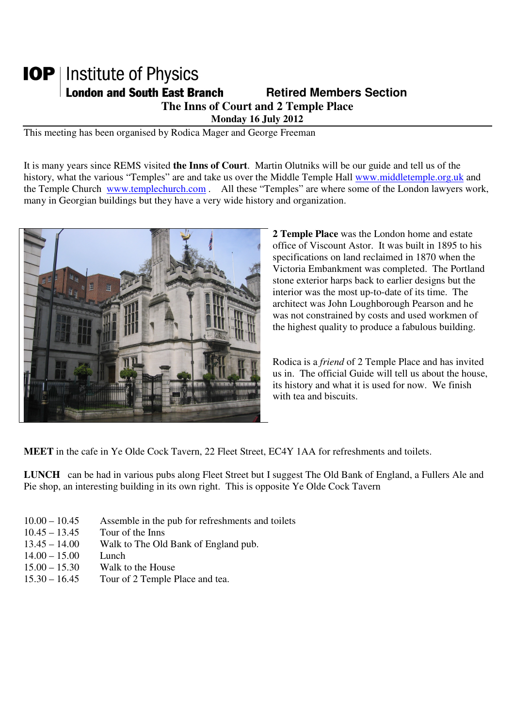**IOP** | Institute of Physics
**London and South East Branch** **Retired Members Section**

# The Inns of Court and 2 Temple Place

**Monday 16 July 2012**

This meeting has been organised by Rodica Mager and George Freeman

It is many years since REMS visited **the Inns of Court**. Martin Olutniks will be our guide and tell us of the history, what the various "Temples" are and take us over the Middle Temple Hall www.middletemple.org.uk and the Temple Church www.templechurch.com . All these "Temples" are where some of the London lawyers work, many in Georgian buildings but they have a very wide history and organization.

**2 Temple Place** was the London home and estate office of Viscount Astor. It was built in 1895 to his specifications on land reclaimed in 1870 when the Victoria Embankment was completed. The Portland stone exterior harps back to earlier designs but the interior was the most up-to-date of its time. The architect was John Loughborough Pearson and he was not constrained by costs and used workmen of the highest quality to produce a fabulous building.

Rodica is a *friend* of 2 Temple Place and has invited us in. The official Guide will tell us about the house, its history and what it is used for now. We finish with tea and biscuits.

**MEET** in the cafe in Ye Olde Cock Tavern, 22 Fleet Street, EC4Y 1AA for refreshments and toilets.

**LUNCH** can be had in various pubs along Fleet Street but I suggest The Old Bank of England, a Fullers Ale and Pie shop, an interesting building in its own right. This is opposite Ye Olde Cock Tavern

| | |
|---|---|
| 10.00 – 10.45 | Assemble in the pub for refreshments and toilets |
| 10.45 – 13.45 | Tour of the Inns |
| 13.45 – 14.00 | Walk to The Old Bank of England pub. |
| 14.00 – 15.00 | Lunch |
| 15.00 – 15.30 | Walk to the House |
| 15.30 – 16.45 | Tour of 2 Temple Place and tea. |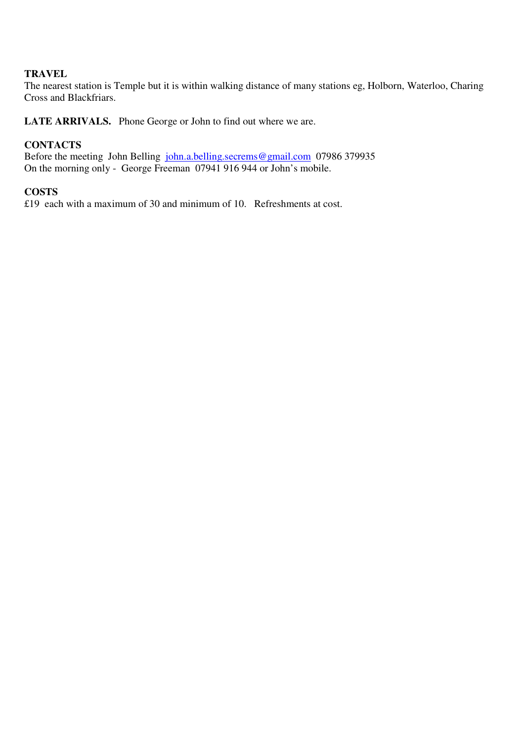**TRAVEL**
The nearest station is Temple but it is within walking distance of many stations eg, Holborn, Waterloo, Charing Cross and Blackfriars.

**LATE ARRIVALS.** Phone George or John to find out where we are.

**CONTACTS**
Before the meeting John Belling john.a.belling.secrems@gmail.com 07986 379935
On the morning only - George Freeman 07941 916 944 or John's mobile.

**COSTS**
£19 each with a maximum of 30 and minimum of 10. Refreshments at cost.